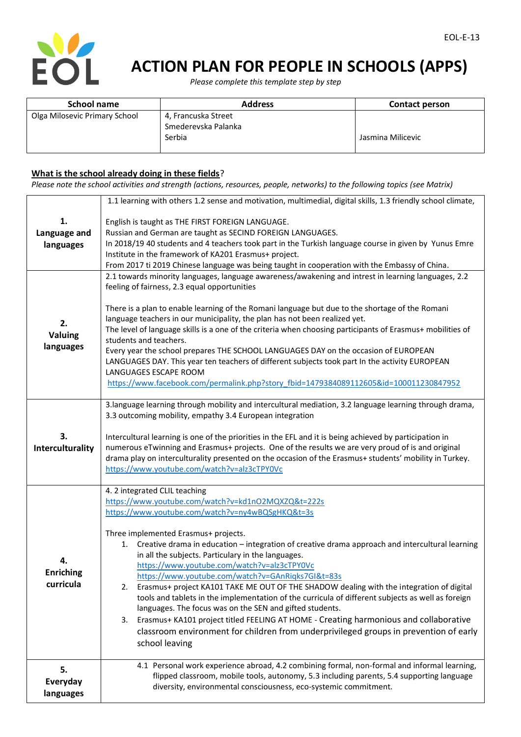EOL-E-13

# ACTION PLAN FOR PEOPLE IN SCHOOLS (APPS)

*Please complete this template step by step*

| School name | Address | Contact person |
|---|---|---|
| Olga Milosevic Primary School | 4, Francuska Street<br>Smederevska Palanka<br>Serbia | Jasmina Milicevic |

**<u>What is the school already doing in these fields</u>?**

*Please note the school activities and strength (actions, resources, people, networks) to the following topics (see Matrix)*

| | |
|---|---|
| **1. Language and languages** | 1.1 learning with others 1.2 sense and motivation, multimedial, digital skills, 1.3 friendly school climate,<br><br>English is taught as THE FIRST FOREIGN LANGUAGE.<br>Russian and German are taught as SECIND FOREIGN LANGUAGES.<br>In 2018/19 40 students and 4 teachers took part in the Turkish language course in given by Yunus Emre Institute in the framework of KA201 Erasmus+ project.<br>From 2017 ti 2019 Chinese language was being taught in cooperation with the Embassy of China. |
| **2. Valuing languages** | 2.1 towards minority languages, language awareness/awakening and intrest in learning languages, 2.2 feeling of fairness, 2.3 equal opportunities<br><br>There is a plan to enable learning of the Romani language but due to the shortage of the Romani language teachers in our municipality, the plan has not been realized yet.<br>The level of language skills is a one of the criteria when choosing participants of Erasmus+ mobilities of students and teachers.<br>Every year the school prepares THE SCHOOL LANGUAGES DAY on the occasion of EUROPEAN LANGUAGES DAY. This year ten teachers of different subjects took part In the activity EUROPEAN LANGUAGES ESCAPE ROOM<br>https://www.facebook.com/permalink.php?story_fbid=1479384089112605&id=100011230847952 |
| **3. Interculturality** | 3.language learning through mobility and intercultural mediation, 3.2 language learning through drama, 3.3 outcoming mobility, empathy 3.4 European integration<br><br>Intercultural learning is one of the priorities in the EFL and it is being achieved by participation in numerous eTwinning and Erasmus+ projects. One of the results we are very proud of is and original drama play on interculturality presented on the occasion of the Erasmus+ students' mobility in Turkey.<br>https://www.youtube.com/watch?v=alz3cTPY0Vc |
| **4. Enriching curricula** | 4. 2 integrated CLIL teaching<br>https://www.youtube.com/watch?v=kd1nO2MQXZQ&t=222s<br>https://www.youtube.com/watch?v=ny4wBQSgHKQ&t=3s<br><br>Three implemented Erasmus+ projects.<br>1. Creative drama in education – integration of creative drama approach and intercultural learning in all the subjects. Particulary in the languages.<br>https://www.youtube.com/watch?v=alz3cTPY0Vc<br>https://www.youtube.com/watch?v=GAnRiqks7GI&t=83s<br>2. Erasmus+ project KA101 TAKE ME OUT OF THE SHADOW dealing with the integration of digital tools and tablets in the implementation of the curricula of different subjects as well as foreign languages. The focus was on the SEN and gifted students.<br>3. Erasmus+ KA101 project titled FEELING AT HOME - Creating harmonious and collaborative classroom environment for children from underprivileged groups in prevention of early school leaving |
| **5. Everyday languages** | 4.1 Personal work experience abroad, 4.2 combining formal, non-formal and informal learning, flipped classroom, mobile tools, autonomy, 5.3 including parents, 5.4 supporting language diversity, environmental consciousness, eco-systemic commitment. |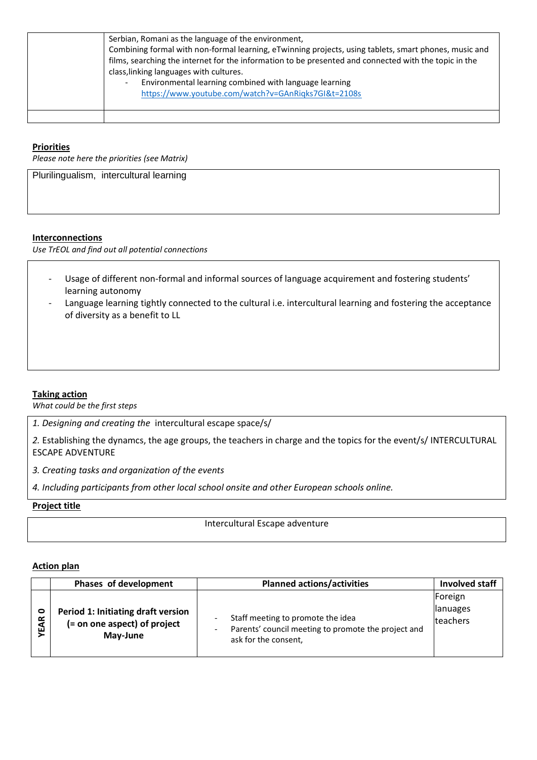| | |
|---|---|
| | Serbian, Romani as the language of the environment,<br>Combining formal with non-formal learning, eTwinning projects, using tablets, smart phones, music and films, searching the internet for the information to be presented and connected with the topic in the class,linking languages with cultures.<br>- Environmental learning combined with language learning https://www.youtube.com/watch?v=GAnRiqks7GI&t=2108s |
| | |

**Priorities**

*Please note here the priorities (see Matrix)*

Plurilingualism, intercultural learning

**Interconnections**

*Use TrEOL and find out all potential connections*

- Usage of different non-formal and informal sources of language acquirement and fostering students' learning autonomy
- Language learning tightly connected to the cultural i.e. intercultural learning and fostering the acceptance of diversity as a benefit to LL

**Taking action**

*What could be the first steps*

*1. Designing and creating the* intercultural escape space/s/

*2.* Establishing the dynamcs, the age groups, the teachers in charge and the topics for the event/s/ INTERCULTURAL ESCAPE ADVENTURE

*3. Creating tasks and organization of the events*

*4. Including participants from other local school onsite and other European schools online.*

**Project title**

Intercultural Escape adventure

**Action plan**

| | Phases of development | Planned actions/activities | Involved staff |
|---|---|---|---|
| **YEAR 0** | **Period 1: Initiating draft version (= on one aspect) of project May-June** | - Staff meeting to promote the idea<br>- Parents' council meeting to promote the project and ask for the consent, | Foreign lanuages teachers |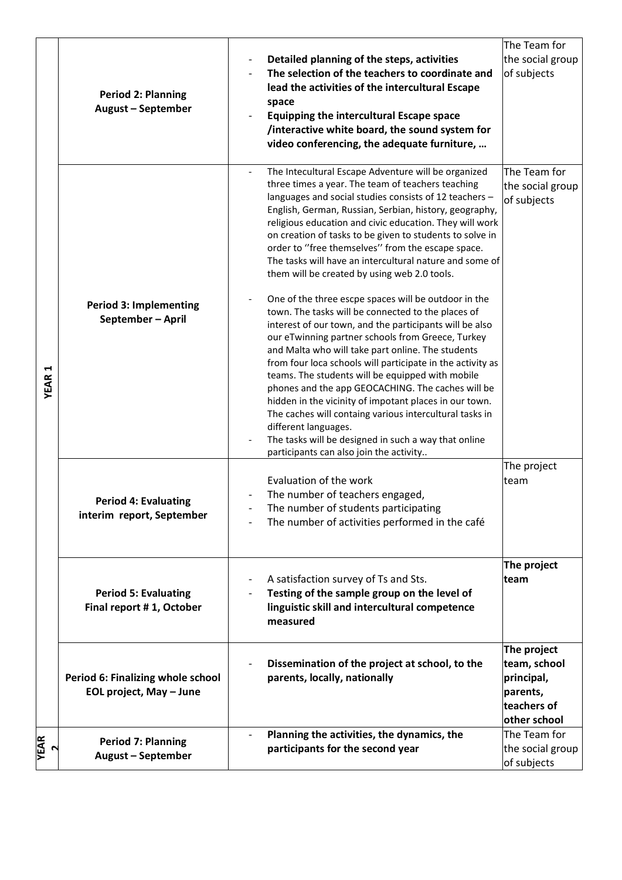| | | | |
|---|---|---|---|
| YEAR 1 | **Period 2: Planning August – September** | - **Detailed planning of the steps, activities**<br>- **The selection of the teachers to coordinate and lead the activities of the intercultural Escape space**<br>- **Equipping the intercultural Escape space /interactive white board, the sound system for video conferencing, the adequate furniture, …** | The Team for the social group of subjects |
| | **Period 3: Implementing September – April** | - The Intecultural Escape Adventure will be organized three times a year. The team of teachers teaching languages and social studies consists of 12 teachers – English, German, Russian, Serbian, history, geography, religious education and civic education. They will work on creation of tasks to be given to students to solve in order to ''free themselves'' from the escape space. The tasks will have an intercultural nature and some of them will be created by using web 2.0 tools.<br><br>- One of the three escpe spaces will be outdoor in the town. The tasks will be connected to the places of interest of our town, and the participants will be also our eTwinning partner schools from Greece, Turkey and Malta who will take part online. The students from four loca schools will participate in the activity as teams. The students will be equipped with mobile phones and the app GEOCACHING. The caches will be hidden in the vicinity of impotant places in our town. The caches will containg various intercultural tasks in different languages.<br>- The tasks will be designed in such a way that online participants can also join the activity.. | The Team for the social group of subjects |
| | **Period 4: Evaluating interim report, September** | Evaluation of the work<br>- The number of teachers engaged,<br>- The number of students participating<br>- The number of activities performed in the café | The project team |
| | **Period 5: Evaluating Final report # 1, October** | - A satisfaction survey of Ts and Sts.<br>- **Testing of the sample group on the level of linguistic skill and intercultural competence measured** | **The project team** |
| | **Period 6: Finalizing whole school EOL project, May – June** | - **Dissemination of the project at school, to the parents, locally, nationally** | **The project team, school principal, parents, teachers of other school** |
| YEAR 2 | **Period 7: Planning August – September** | - **Planning the activities, the dynamics, the participants for the second year** | The Team for the social group of subjects |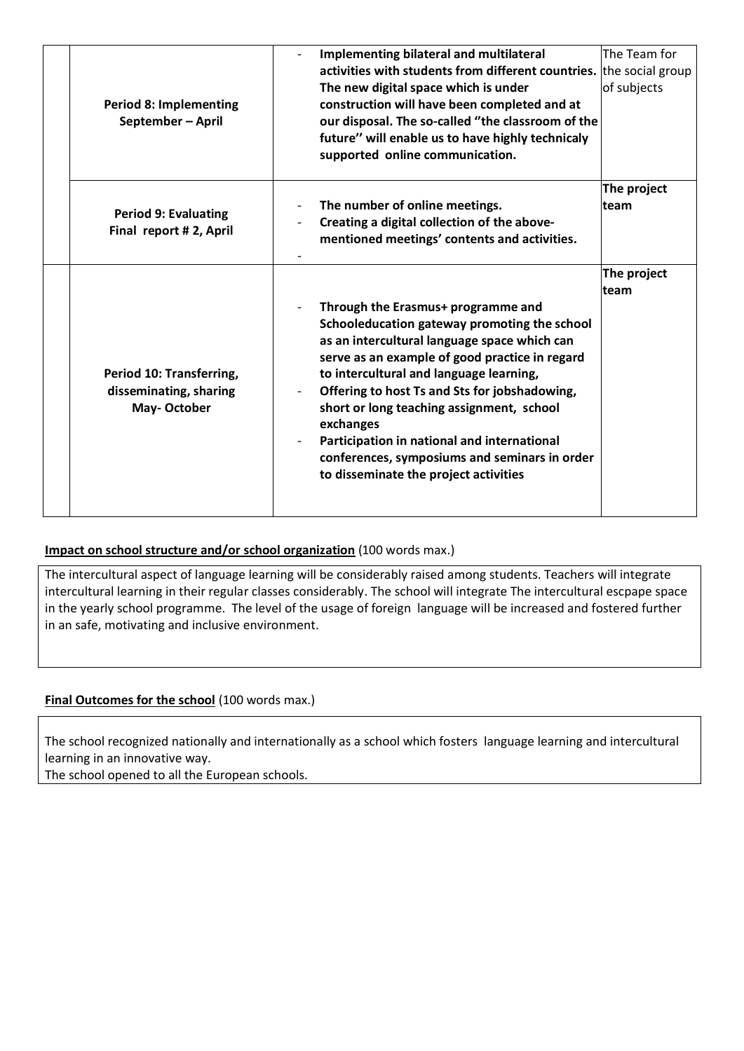| | | | |
|---|---|---|---|
| | **Period 8: Implementing September – April** | - **Implementing bilateral and multilateral activities with students from different countries. The new digital space which is under construction will have been completed and at our disposal. The so-called "the classroom of the future" will enable us to have highly technicaly supported online communication.** | The Team for the social group of subjects |
| | **Period 9: Evaluating Final report # 2, April** | - **The number of online meetings.**<br>- **Creating a digital collection of the above-mentioned meetings' contents and activities.**<br>- | **The project team** |
| | **Period 10: Transferring, disseminating, sharing May- October** | - **Through the Erasmus+ programme and Schooleducation gateway promoting the school as an intercultural language space which can serve as an example of good practice in regard to intercultural and language learning,**<br>- **Offering to host Ts and Sts for jobshadowing, short or long teaching assignment, school exchanges**<br>- **Participation in national and international conferences, symposiums and seminars in order to disseminate the project activities** | **The project team** |

**Impact on school structure and/or school organization** (100 words max.)

The intercultural aspect of language learning will be considerably raised among students. Teachers will integrate intercultural learning in their regular classes considerably. The school will integrate The intercultural escpape space in the yearly school programme. The level of the usage of foreign language will be increased and fostered further in an safe, motivating and inclusive environment.

**Final Outcomes for the school** (100 words max.)

The school recognized nationally and internationally as a school which fosters language learning and intercultural learning in an innovative way.
The school opened to all the European schools.